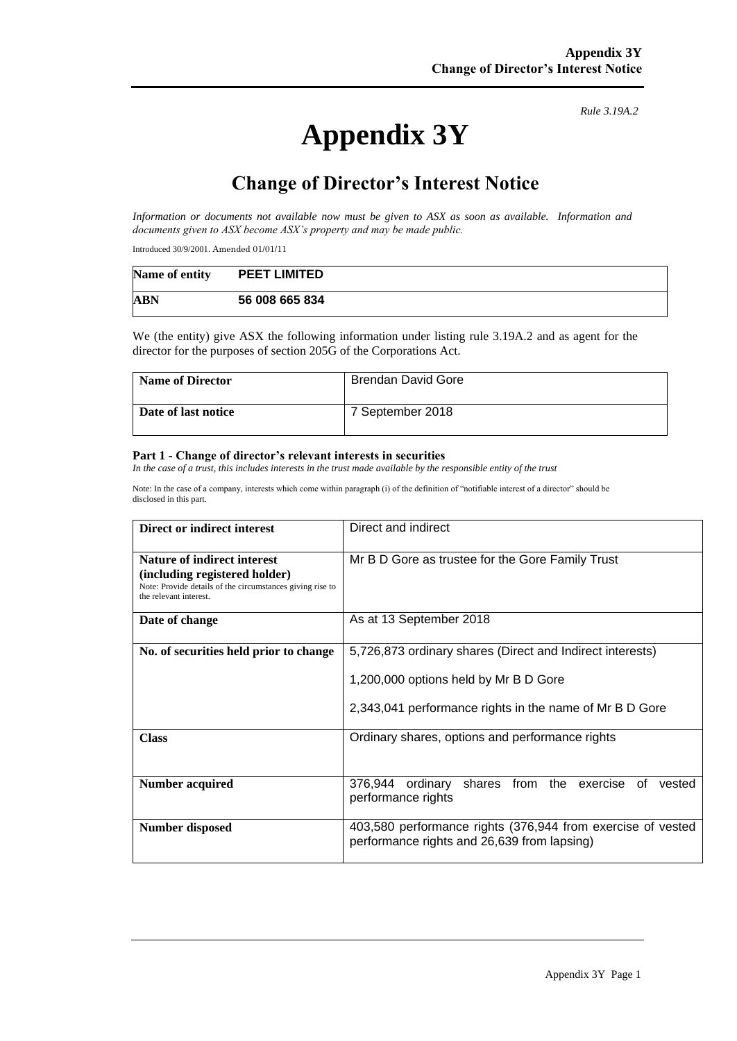*Rule 3.19A.2*

# Appendix 3Y

## Change of Director's Interest Notice

*Information or documents not available now must be given to ASX as soon as available. Information and documents given to ASX become ASX's property and may be made public.*

Introduced 30/9/2001. Amended 01/01/11

| Name of entity | PEET LIMITED |
|---|---|
| ABN | 56 008 665 834 |

We (the entity) give ASX the following information under listing rule 3.19A.2 and as agent for the director for the purposes of section 205G of the Corporations Act.

| Name of Director | Brendan David Gore |
|---|---|
| Date of last notice | 7 September 2018 |

**Part 1 - Change of director's relevant interests in securities**

*In the case of a trust, this includes interests in the trust made available by the responsible entity of the trust*

Note: In the case of a company, interests which come within paragraph (i) of the definition of "notifiable interest of a director" should be disclosed in this part.

| Direct or indirect interest | Direct and indirect |
|---|---|
| **Nature of indirect interest (including registered holder)** Note: Provide details of the circumstances giving rise to the relevant interest. | Mr B D Gore as trustee for the Gore Family Trust |
| **Date of change** | As at 13 September 2018 |
| **No. of securities held prior to change** | 5,726,873 ordinary shares (Direct and Indirect interests)<br><br>1,200,000 options held by Mr B D Gore<br><br>2,343,041 performance rights in the name of Mr B D Gore |
| **Class** | Ordinary shares, options and performance rights |
| **Number acquired** | 376,944 ordinary shares from the exercise of vested performance rights |
| **Number disposed** | 403,580 performance rights (376,944 from exercise of vested performance rights and 26,639 from lapsing) |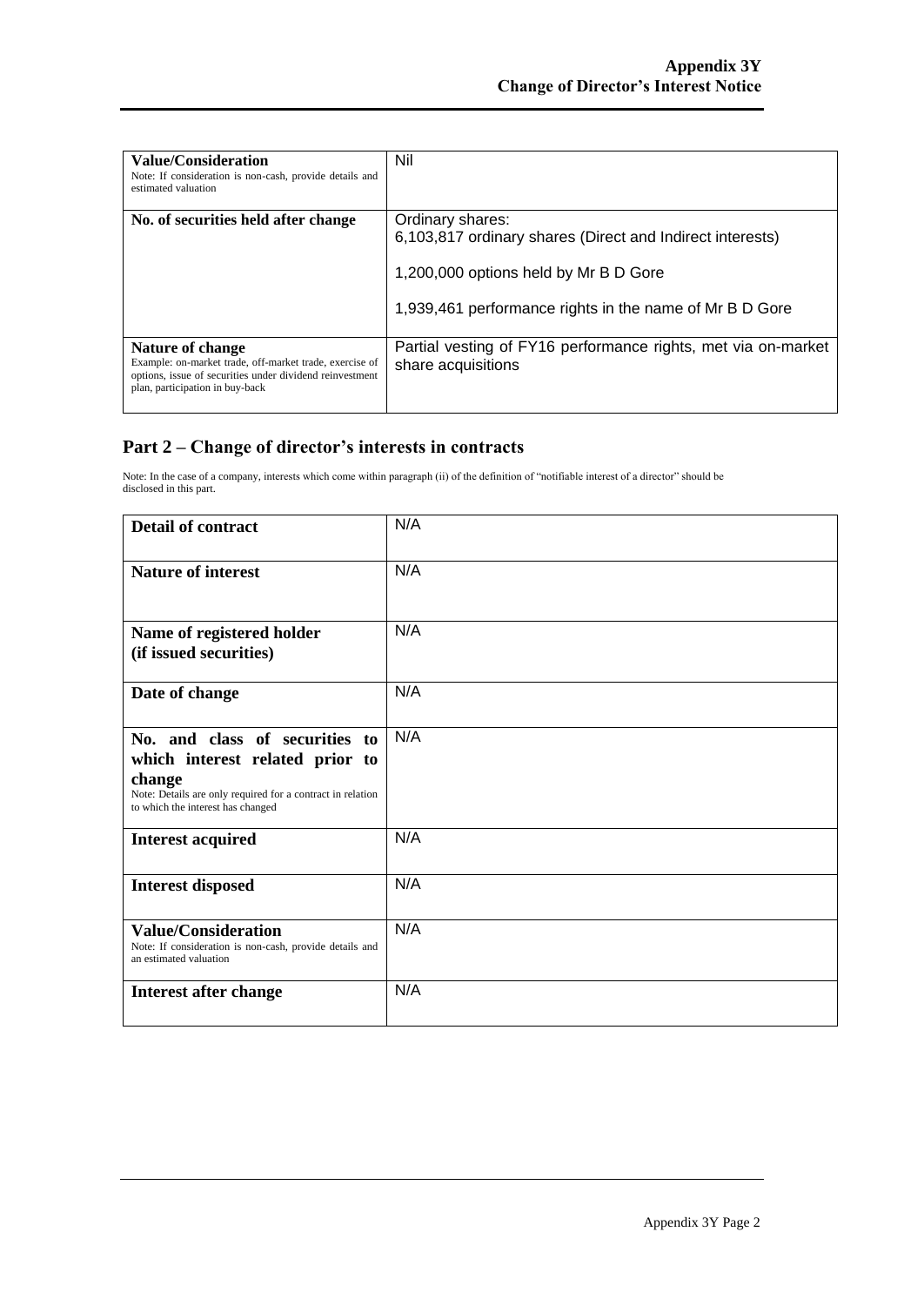| | |
|---|---|
| **Value/Consideration**<br>Note: If consideration is non-cash, provide details and estimated valuation | Nil |
| **No. of securities held after change** | Ordinary shares:<br>6,103,817 ordinary shares (Direct and Indirect interests)<br><br>1,200,000 options held by Mr B D Gore<br><br>1,939,461 performance rights in the name of Mr B D Gore |
| **Nature of change**<br>Example: on-market trade, off-market trade, exercise of options, issue of securities under dividend reinvestment plan, participation in buy-back | Partial vesting of FY16 performance rights, met via on-market share acquisitions |

## Part 2 – Change of director's interests in contracts

Note: In the case of a company, interests which come within paragraph (ii) of the definition of "notifiable interest of a director" should be disclosed in this part.

| | |
|---|---|
| **Detail of contract** | N/A |
| **Nature of interest** | N/A |
| **Name of registered holder (if issued securities)** | N/A |
| **Date of change** | N/A |
| **No. and class of securities to which interest related prior to change**<br>Note: Details are only required for a contract in relation to which the interest has changed | N/A |
| **Interest acquired** | N/A |
| **Interest disposed** | N/A |
| **Value/Consideration**<br>Note: If consideration is non-cash, provide details and an estimated valuation | N/A |
| **Interest after change** | N/A |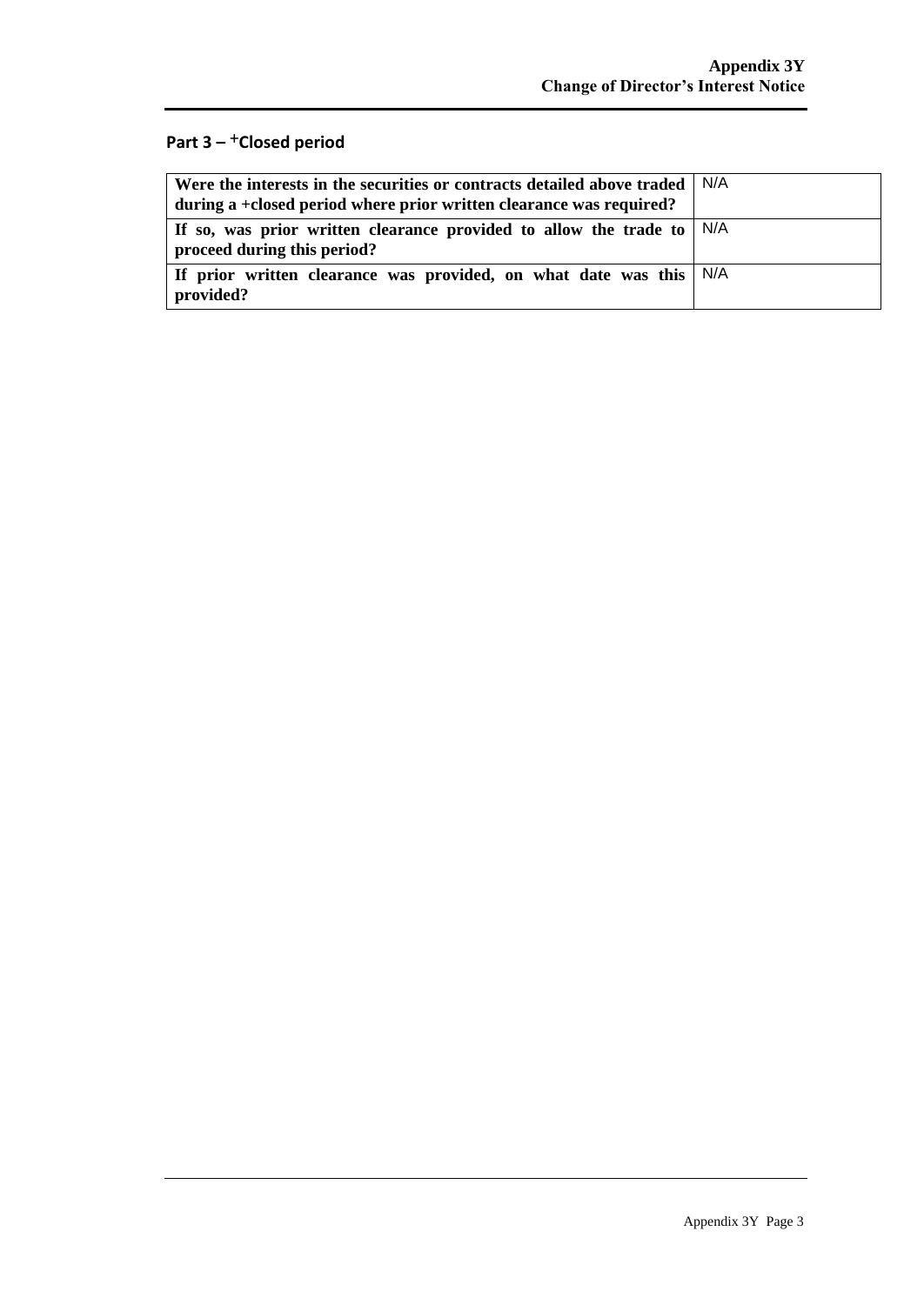## Part 3 – +Closed period

| | |
|---|---|
| **Were the interests in the securities or contracts detailed above traded during a +closed period where prior written clearance was required?** | N/A |
| **If so, was prior written clearance provided to allow the trade to proceed during this period?** | N/A |
| **If prior written clearance was provided, on what date was this provided?** | N/A |